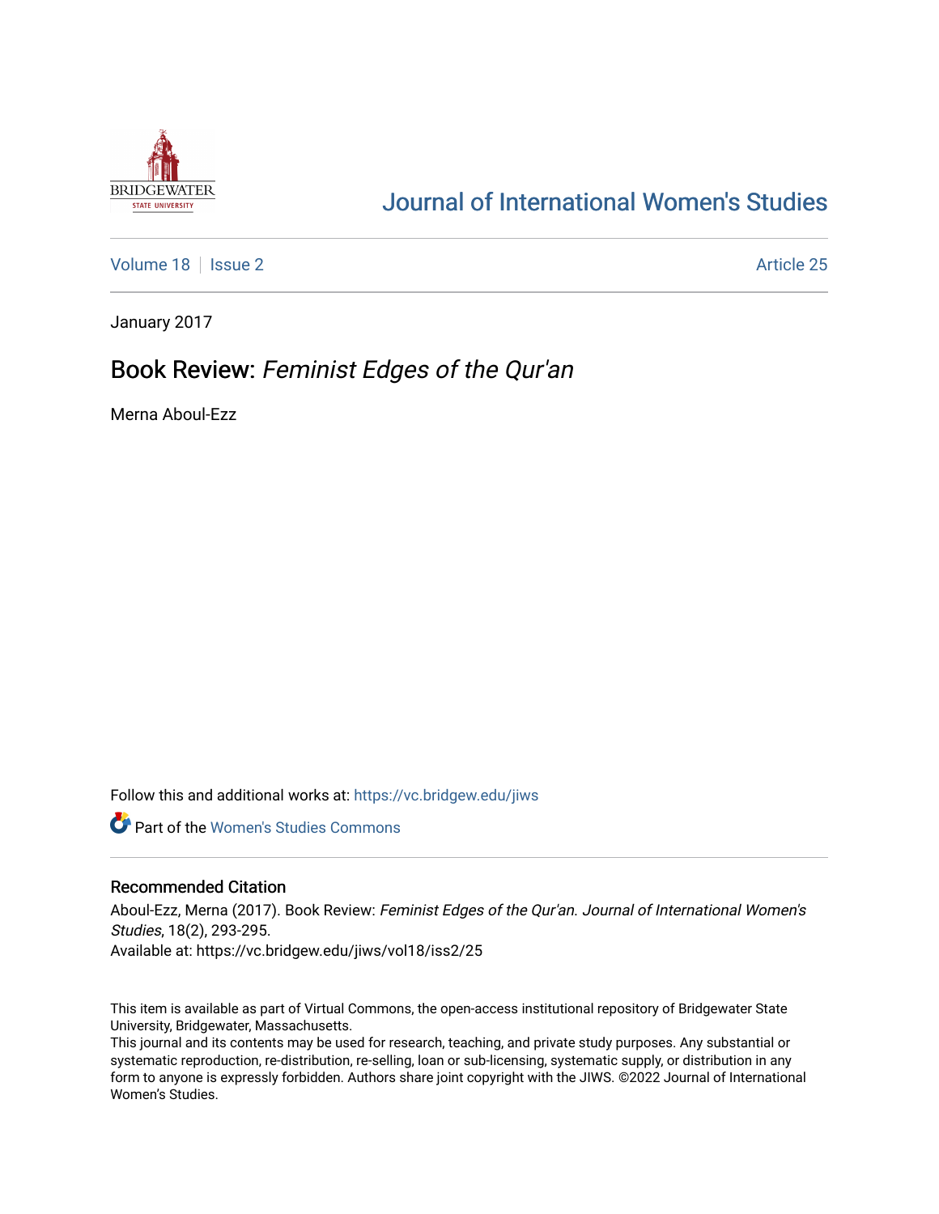# Journal of International Women's Studies

Volume 18 | Issue 2 | Article 25

January 2017

## Book Review: *Feminist Edges of the Qur'an*

Merna Aboul-Ezz

Follow this and additional works at: https://vc.bridgew.edu/jiws

Part of the Women's Studies Commons

### Recommended Citation

Aboul-Ezz, Merna (2017). Book Review: *Feminist Edges of the Qur'an*. *Journal of International Women's Studies*, 18(2), 293-295.
Available at: https://vc.bridgew.edu/jiws/vol18/iss2/25

This item is available as part of Virtual Commons, the open-access institutional repository of Bridgewater State University, Bridgewater, Massachusetts.
This journal and its contents may be used for research, teaching, and private study purposes. Any substantial or systematic reproduction, re-distribution, re-selling, loan or sub-licensing, systematic supply, or distribution in any form to anyone is expressly forbidden. Authors share joint copyright with the JIWS. ©2022 Journal of International Women's Studies.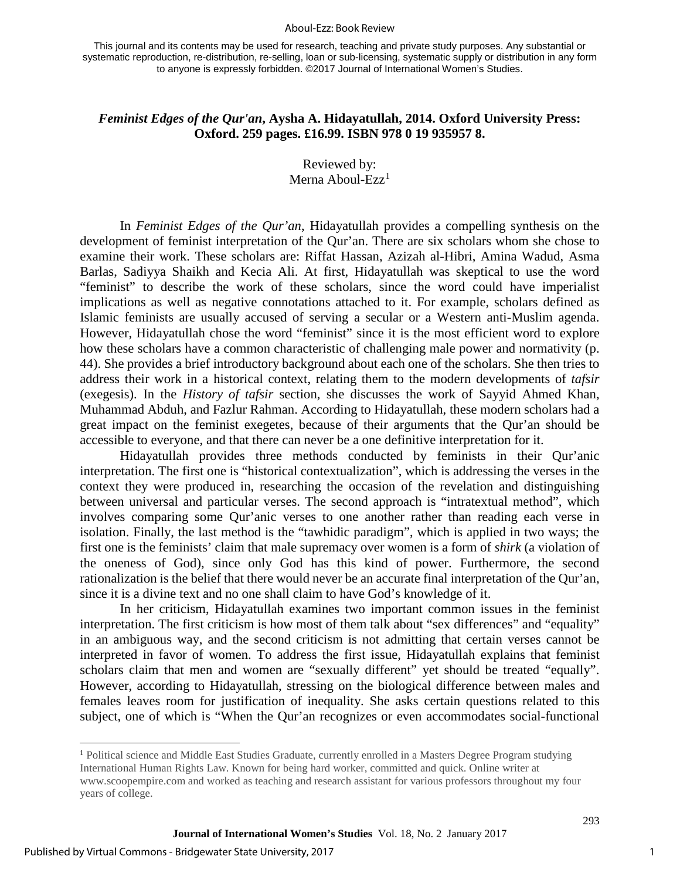This journal and its contents may be used for research, teaching and private study purposes. Any substantial or systematic reproduction, re-distribution, re-selling, loan or sub-licensing, systematic supply or distribution in any form to anyone is expressly forbidden. ©2017 Journal of International Women's Studies.

### *Feminist Edges of the Qur'an*, Aysha A. Hidayatullah, 2014. Oxford University Press: Oxford. 259 pages. £16.99. ISBN 978 0 19 935957 8.

Reviewed by:
Merna Aboul-Ezz[1]

In *Feminist Edges of the Qur'an*, Hidayatullah provides a compelling synthesis on the development of feminist interpretation of the Qur'an. There are six scholars whom she chose to examine their work. These scholars are: Riffat Hassan, Azizah al-Hibri, Amina Wadud, Asma Barlas, Sadiyya Shaikh and Kecia Ali. At first, Hidayatullah was skeptical to use the word "feminist" to describe the work of these scholars, since the word could have imperialist implications as well as negative connotations attached to it. For example, scholars defined as Islamic feminists are usually accused of serving a secular or a Western anti-Muslim agenda. However, Hidayatullah chose the word "feminist" since it is the most efficient word to explore how these scholars have a common characteristic of challenging male power and normativity (p. 44). She provides a brief introductory background about each one of the scholars. She then tries to address their work in a historical context, relating them to the modern developments of *tafsir* (exegesis). In the *History of tafsir* section, she discusses the work of Sayyid Ahmed Khan, Muhammad Abduh, and Fazlur Rahman. According to Hidayatullah, these modern scholars had a great impact on the feminist exegetes, because of their arguments that the Qur'an should be accessible to everyone, and that there can never be a one definitive interpretation for it.

Hidayatullah provides three methods conducted by feminists in their Qur'anic interpretation. The first one is "historical contextualization", which is addressing the verses in the context they were produced in, researching the occasion of the revelation and distinguishing between universal and particular verses. The second approach is "intratextual method", which involves comparing some Qur'anic verses to one another rather than reading each verse in isolation. Finally, the last method is the "tawhidic paradigm", which is applied in two ways; the first one is the feminists' claim that male supremacy over women is a form of *shirk* (a violation of the oneness of God), since only God has this kind of power. Furthermore, the second rationalization is the belief that there would never be an accurate final interpretation of the Qur'an, since it is a divine text and no one shall claim to have God's knowledge of it.

In her criticism, Hidayatullah examines two important common issues in the feminist interpretation. The first criticism is how most of them talk about "sex differences" and "equality" in an ambiguous way, and the second criticism is not admitting that certain verses cannot be interpreted in favor of women. To address the first issue, Hidayatullah explains that feminist scholars claim that men and women are "sexually different" yet should be treated "equally". However, according to Hidayatullah, stressing on the biological difference between males and females leaves room for justification of inequality. She asks certain questions related to this subject, one of which is "When the Qur'an recognizes or even accommodates social-functional

---

[1] Political science and Middle East Studies Graduate, currently enrolled in a Masters Degree Program studying International Human Rights Law. Known for being hard worker, committed and quick. Online writer at www.scoopempire.com and worked as teaching and research assistant for various professors throughout my four years of college.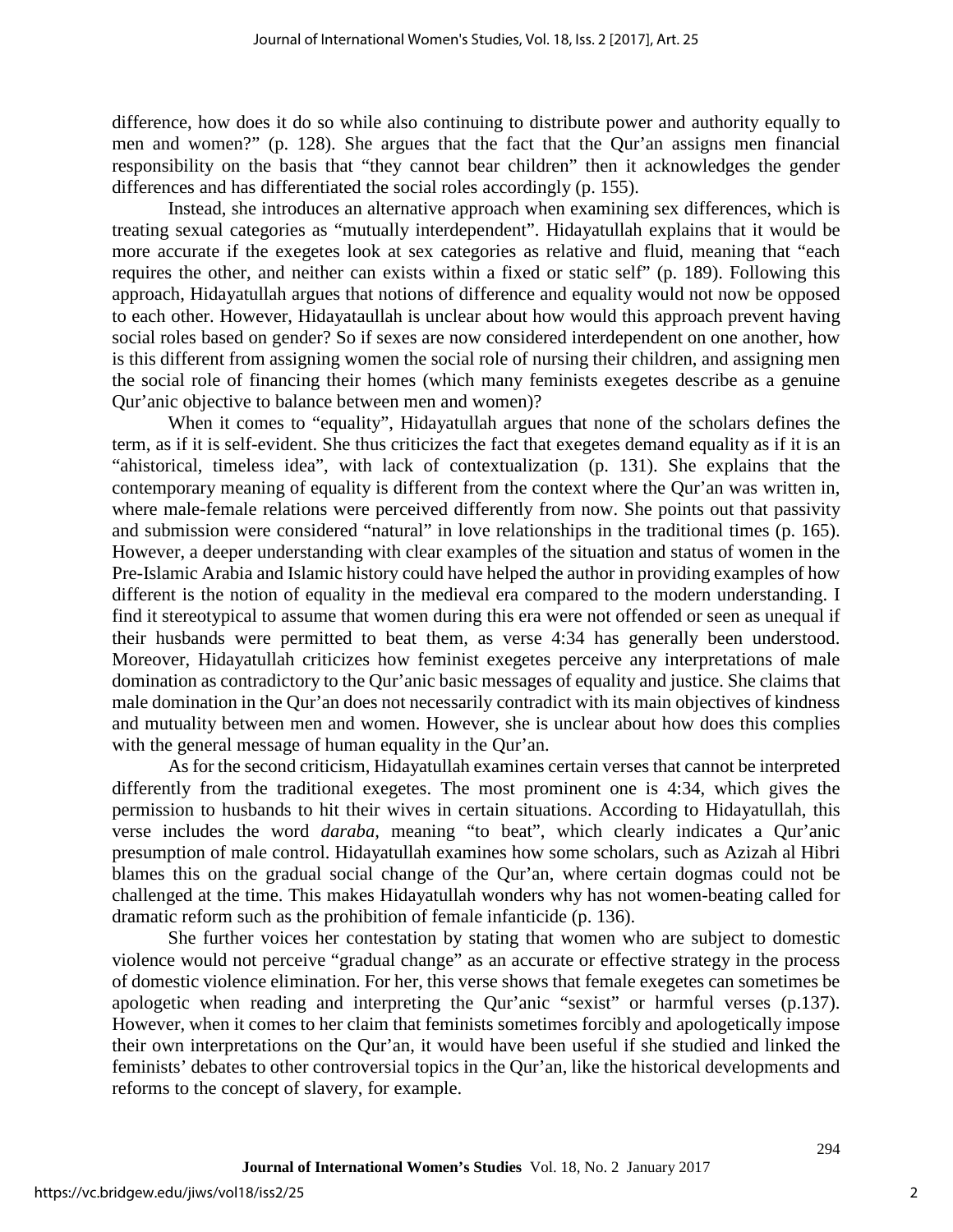difference, how does it do so while also continuing to distribute power and authority equally to men and women?" (p. 128). She argues that the fact that the Qur'an assigns men financial responsibility on the basis that "they cannot bear children" then it acknowledges the gender differences and has differentiated the social roles accordingly (p. 155).

Instead, she introduces an alternative approach when examining sex differences, which is treating sexual categories as "mutually interdependent". Hidayatullah explains that it would be more accurate if the exegetes look at sex categories as relative and fluid, meaning that "each requires the other, and neither can exists within a fixed or static self" (p. 189). Following this approach, Hidayatullah argues that notions of difference and equality would not now be opposed to each other. However, Hidayataullah is unclear about how would this approach prevent having social roles based on gender? So if sexes are now considered interdependent on one another, how is this different from assigning women the social role of nursing their children, and assigning men the social role of financing their homes (which many feminists exegetes describe as a genuine Qur'anic objective to balance between men and women)?

When it comes to "equality", Hidayatullah argues that none of the scholars defines the term, as if it is self-evident. She thus criticizes the fact that exegetes demand equality as if it is an "ahistorical, timeless idea", with lack of contextualization (p. 131). She explains that the contemporary meaning of equality is different from the context where the Qur'an was written in, where male-female relations were perceived differently from now. She points out that passivity and submission were considered "natural" in love relationships in the traditional times (p. 165). However, a deeper understanding with clear examples of the situation and status of women in the Pre-Islamic Arabia and Islamic history could have helped the author in providing examples of how different is the notion of equality in the medieval era compared to the modern understanding. I find it stereotypical to assume that women during this era were not offended or seen as unequal if their husbands were permitted to beat them, as verse 4:34 has generally been understood. Moreover, Hidayatullah criticizes how feminist exegetes perceive any interpretations of male domination as contradictory to the Qur'anic basic messages of equality and justice. She claims that male domination in the Qur'an does not necessarily contradict with its main objectives of kindness and mutuality between men and women. However, she is unclear about how does this complies with the general message of human equality in the Qur'an.

As for the second criticism, Hidayatullah examines certain verses that cannot be interpreted differently from the traditional exegetes. The most prominent one is 4:34, which gives the permission to husbands to hit their wives in certain situations. According to Hidayatullah, this verse includes the word *daraba,* meaning "to beat", which clearly indicates a Qur'anic presumption of male control. Hidayatullah examines how some scholars, such as Azizah al Hibri blames this on the gradual social change of the Qur'an, where certain dogmas could not be challenged at the time. This makes Hidayatullah wonders why has not women-beating called for dramatic reform such as the prohibition of female infanticide (p. 136).

She further voices her contestation by stating that women who are subject to domestic violence would not perceive "gradual change" as an accurate or effective strategy in the process of domestic violence elimination. For her, this verse shows that female exegetes can sometimes be apologetic when reading and interpreting the Qur'anic "sexist" or harmful verses (p.137). However, when it comes to her claim that feminists sometimes forcibly and apologetically impose their own interpretations on the Qur'an, it would have been useful if she studied and linked the feminists' debates to other controversial topics in the Qur'an, like the historical developments and reforms to the concept of slavery, for example.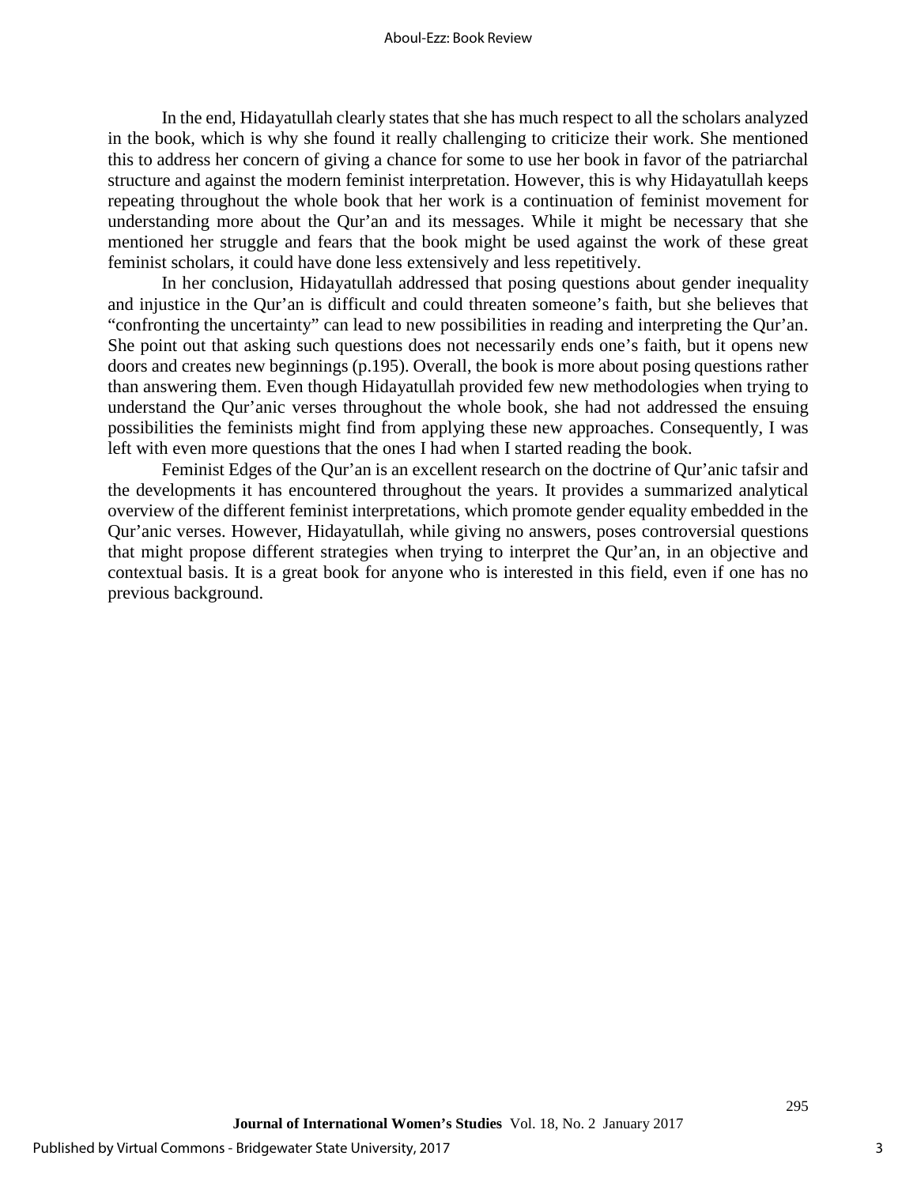In the end, Hidayatullah clearly states that she has much respect to all the scholars analyzed in the book, which is why she found it really challenging to criticize their work. She mentioned this to address her concern of giving a chance for some to use her book in favor of the patriarchal structure and against the modern feminist interpretation. However, this is why Hidayatullah keeps repeating throughout the whole book that her work is a continuation of feminist movement for understanding more about the Qur'an and its messages. While it might be necessary that she mentioned her struggle and fears that the book might be used against the work of these great feminist scholars, it could have done less extensively and less repetitively.

In her conclusion, Hidayatullah addressed that posing questions about gender inequality and injustice in the Qur'an is difficult and could threaten someone's faith, but she believes that "confronting the uncertainty" can lead to new possibilities in reading and interpreting the Qur'an. She point out that asking such questions does not necessarily ends one's faith, but it opens new doors and creates new beginnings (p.195). Overall, the book is more about posing questions rather than answering them. Even though Hidayatullah provided few new methodologies when trying to understand the Qur'anic verses throughout the whole book, she had not addressed the ensuing possibilities the feminists might find from applying these new approaches. Consequently, I was left with even more questions that the ones I had when I started reading the book.

Feminist Edges of the Qur'an is an excellent research on the doctrine of Qur'anic tafsir and the developments it has encountered throughout the years. It provides a summarized analytical overview of the different feminist interpretations, which promote gender equality embedded in the Qur'anic verses. However, Hidayatullah, while giving no answers, poses controversial questions that might propose different strategies when trying to interpret the Qur'an, in an objective and contextual basis. It is a great book for anyone who is interested in this field, even if one has no previous background.